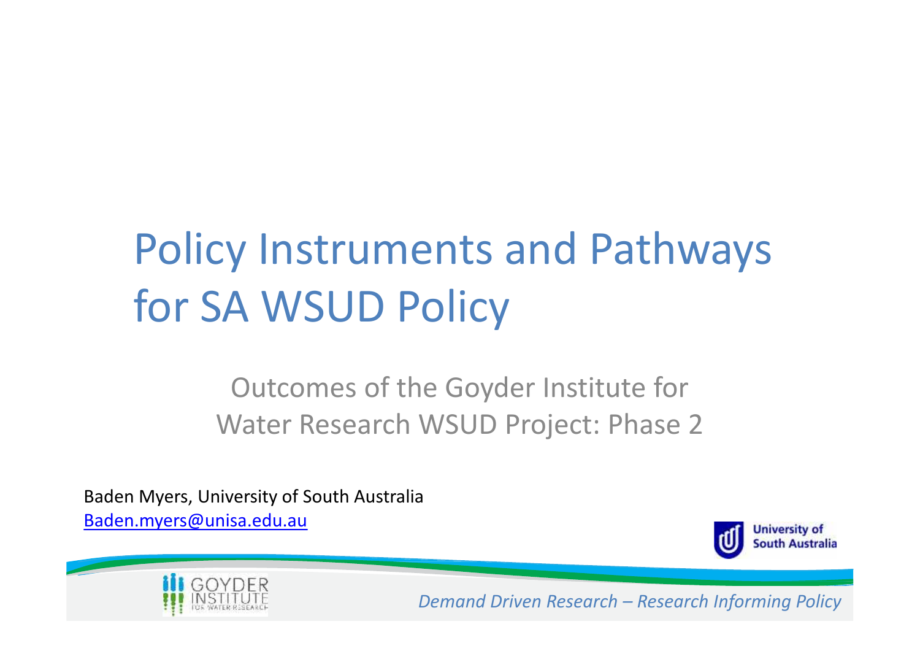# Policy Instruments and Pathways for SA WSUD Policy

## Outcomes of the Goyder Institute for Water Research WSUD Project: Phase 2

Baden Myers, University of South Australia
Baden.myers@unisa.edu.au

University of South Australia

GOYDER INSTITUTE FOR WATER RESEARCH

*Demand Driven Research – Research Informing Policy*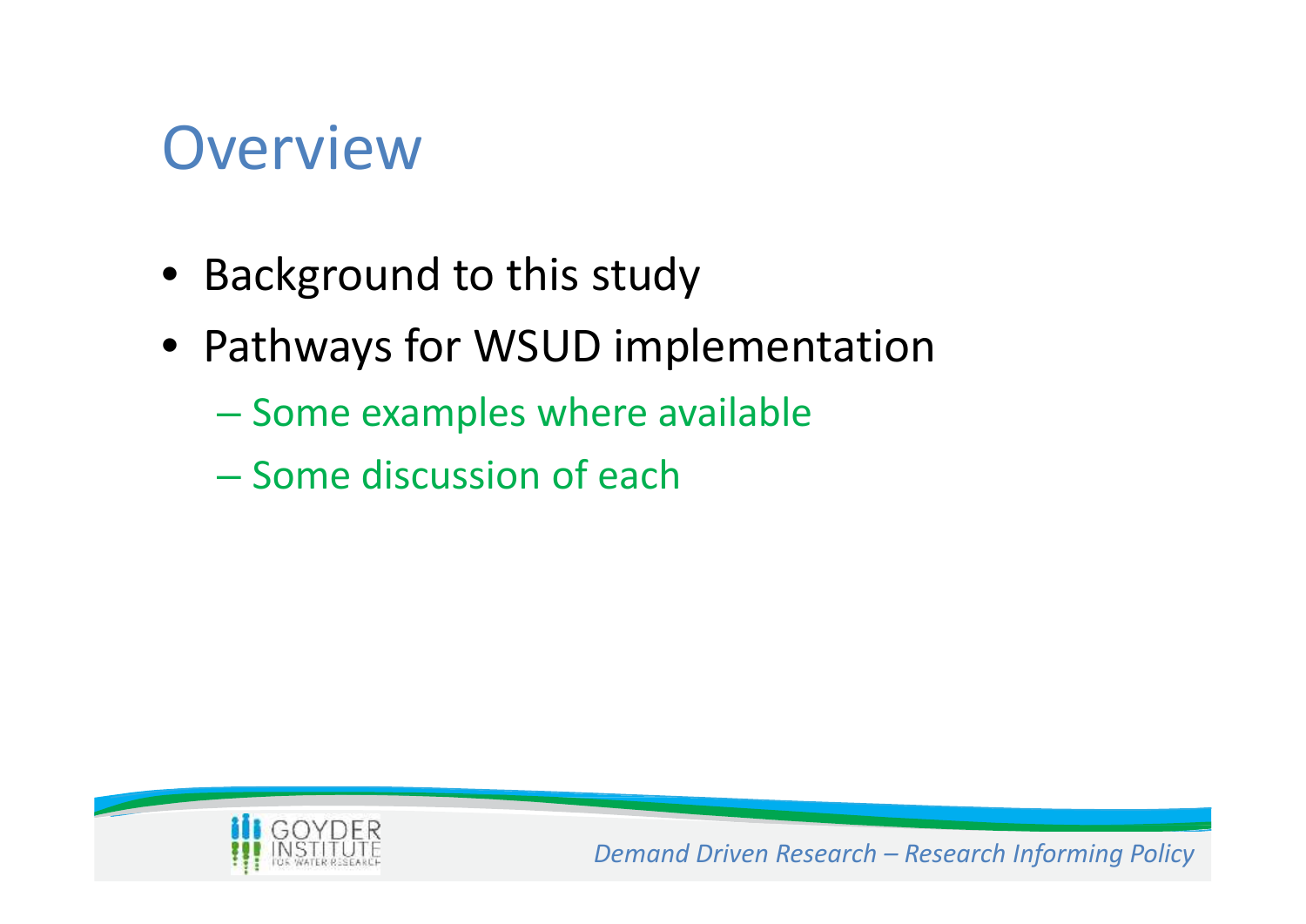# Overview

- Background to this study
- Pathways for WSUD implementation
  - Some examples where available
  - Some discussion of each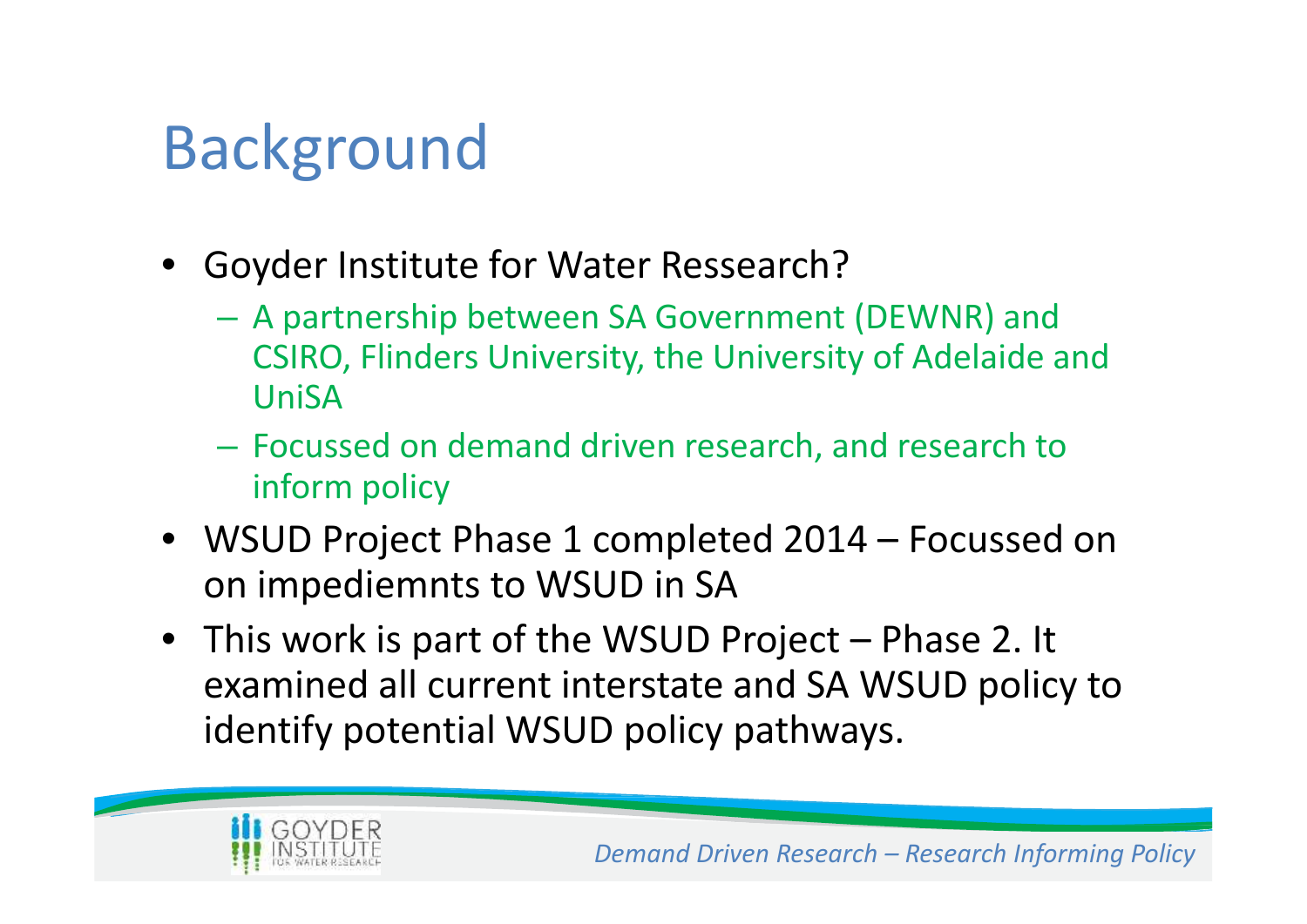# Background

- Goyder Institute for Water Ressearch?
  - A partnership between SA Government (DEWNR) and CSIRO, Flinders University, the University of Adelaide and UniSA
  - Focussed on demand driven research, and research to inform policy
- WSUD Project Phase 1 completed 2014 – Focussed on on impediemnts to WSUD in SA
- This work is part of the WSUD Project – Phase 2. It examined all current interstate and SA WSUD policy to identify potential WSUD policy pathways.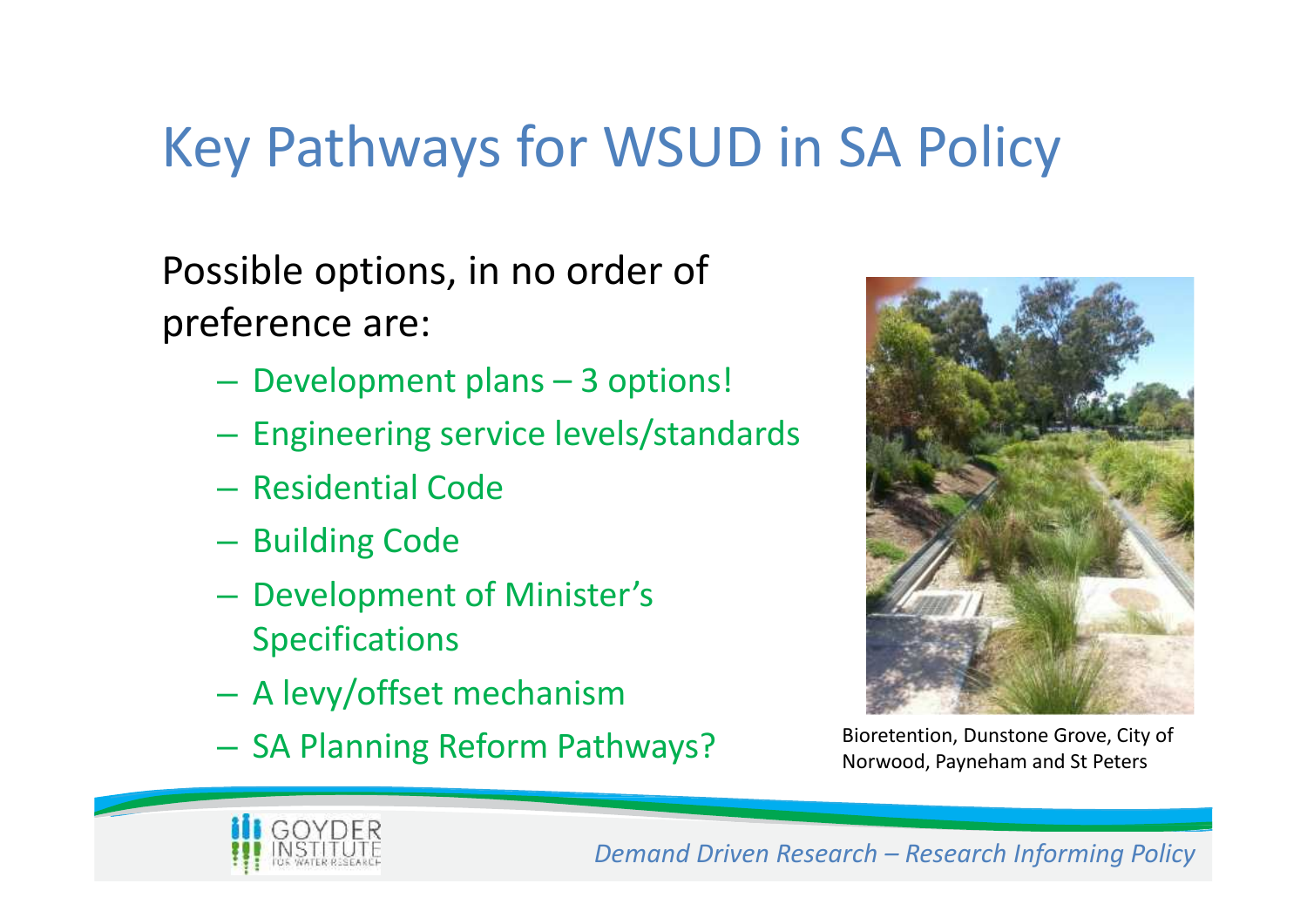# Key Pathways for WSUD in SA Policy

Possible options, in no order of preference are:

- Development plans – 3 options!
- Engineering service levels/standards
- Residential Code
- Building Code
- Development of Minister's Specifications
- A levy/offset mechanism
- SA Planning Reform Pathways?

Bioretention, Dunstone Grove, City of Norwood, Payneham and St Peters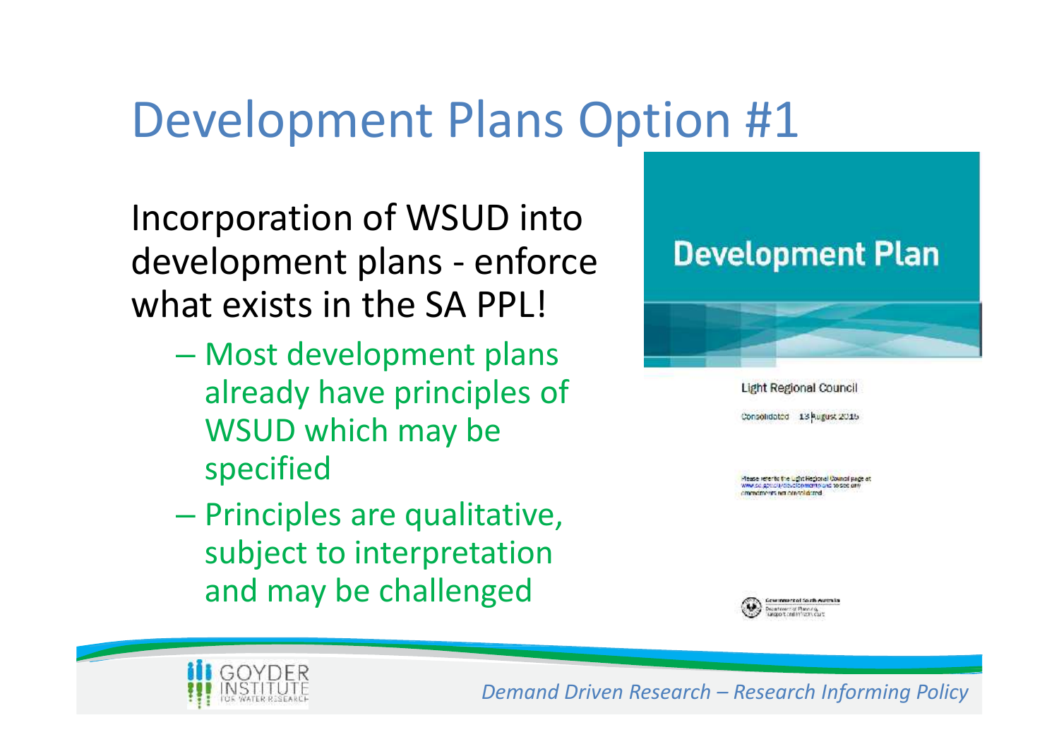# Development Plans Option #1

Incorporation of WSUD into development plans - enforce what exists in the SA PPL!

- Most development plans already have principles of WSUD which may be specified
- Principles are qualitative, subject to interpretation and may be challenged

**Development Plan**

Light Regional Council

Consolidated 13 August 2015

*Demand Driven Research – Research Informing Policy*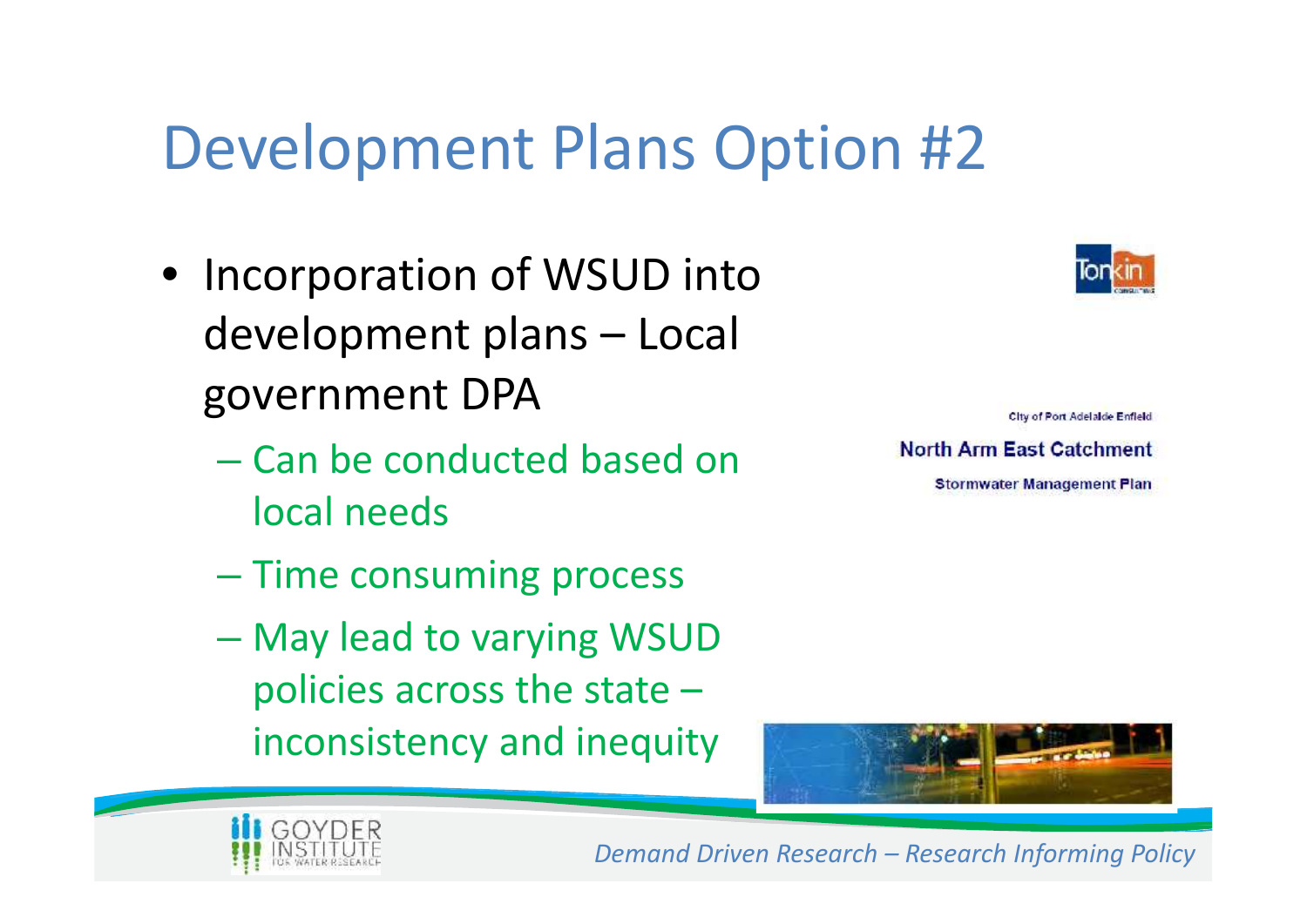# Development Plans Option #2

- Incorporation of WSUD into development plans – Local government DPA
  - Can be conducted based on local needs
  - Time consuming process
  - May lead to varying WSUD policies across the state – inconsistency and inequity

City of Port Adelaide Enfield

North Arm East Catchment

Stormwater Management Plan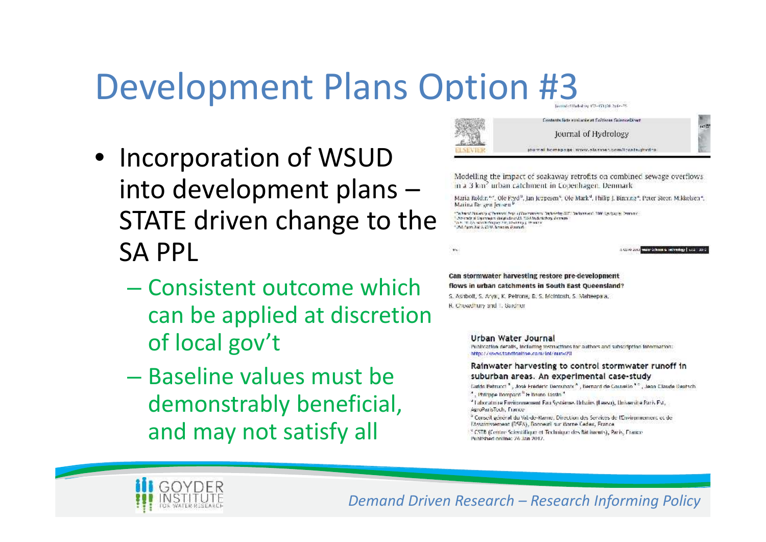# Development Plans Option #3

- Incorporation of WSUD into development plans – STATE driven change to the SA PPL
  - Consistent outcome which can be applied at discretion of local gov't
  - Baseline values must be demonstrably beneficial, and may not satisfy all

Journal of Hydrology

Modelling the impact of soakaway retrofits on combined sewage overflows in a 3 km$^2$ urban catchment in Copenhagen, Denmark

Can stormwater harvesting restore pre-development flows in urban catchments in South East Queensland?

S. Ashbolt, S. Aryal, K. Petrone, B. S. McIntosh, S. Maheepala, R. Chowdhury and T. Gardner

Urban Water Journal

Rainwater harvesting to control stormwater runoff in suburban areas. An experimental case-study

*Demand Driven Research – Research Informing Policy*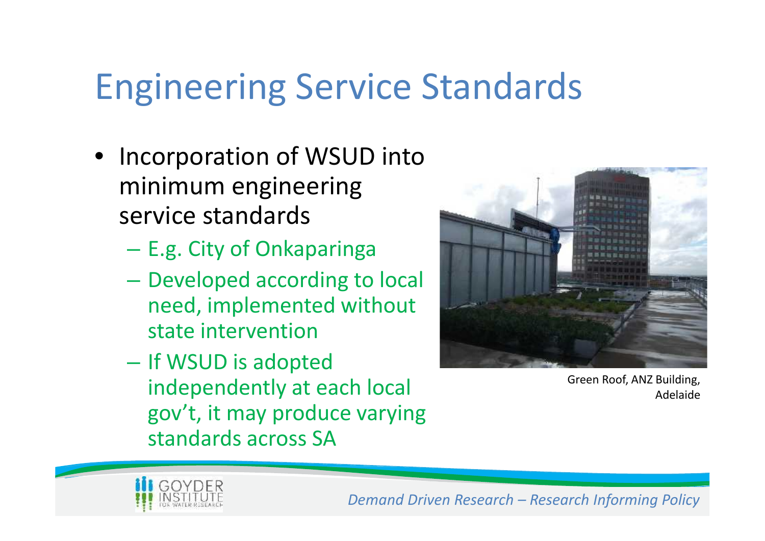# Engineering Service Standards

- Incorporation of WSUD into minimum engineering service standards
  - E.g. City of Onkaparinga
  - Developed according to local need, implemented without state intervention
  - If WSUD is adopted independently at each local gov't, it may produce varying standards across SA

Green Roof, ANZ Building, Adelaide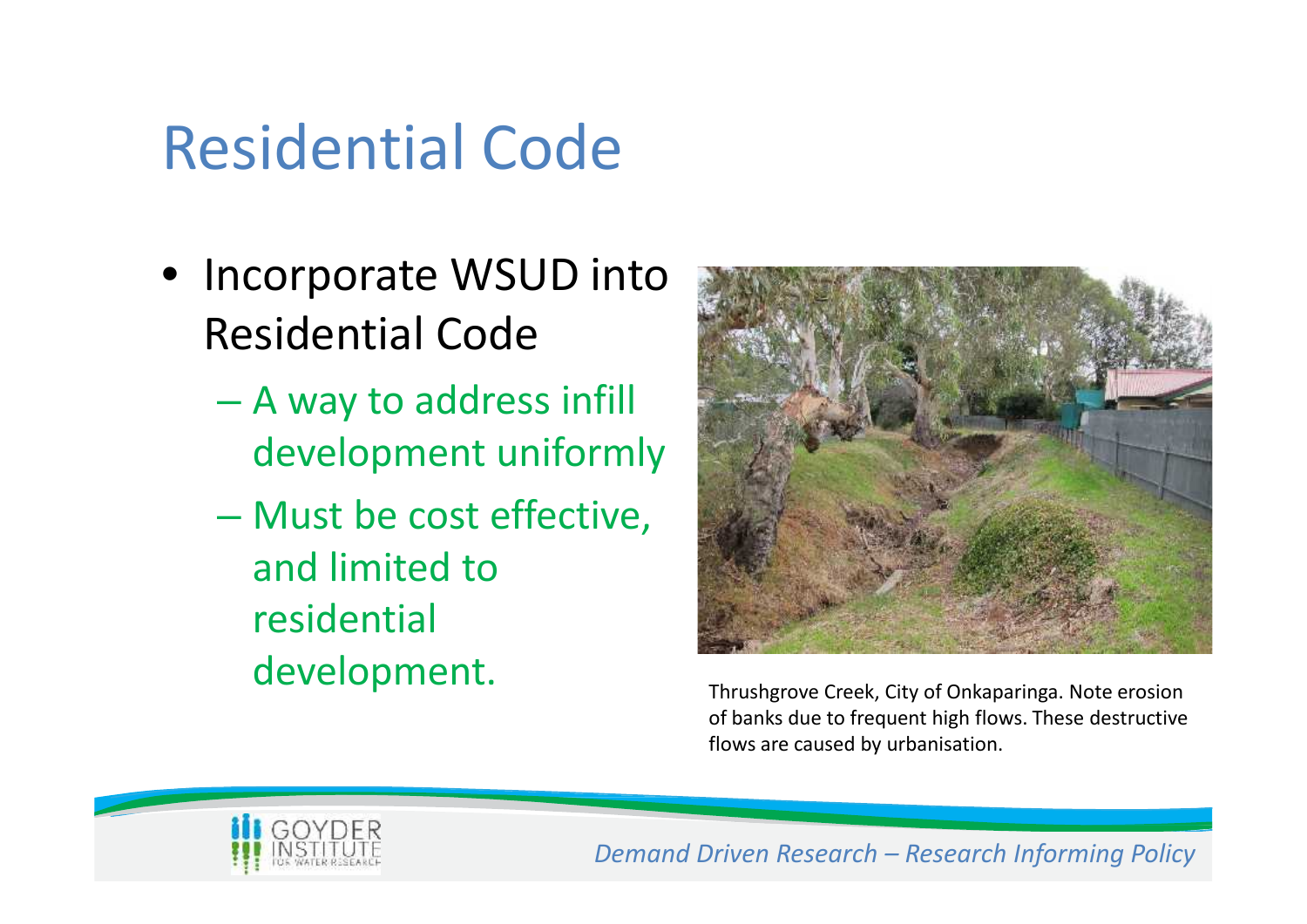# Residential Code

- Incorporate WSUD into Residential Code
  - A way to address infill development uniformly
  - Must be cost effective, and limited to residential development.

Thrushgrove Creek, City of Onkaparinga. Note erosion of banks due to frequent high flows. These destructive flows are caused by urbanisation.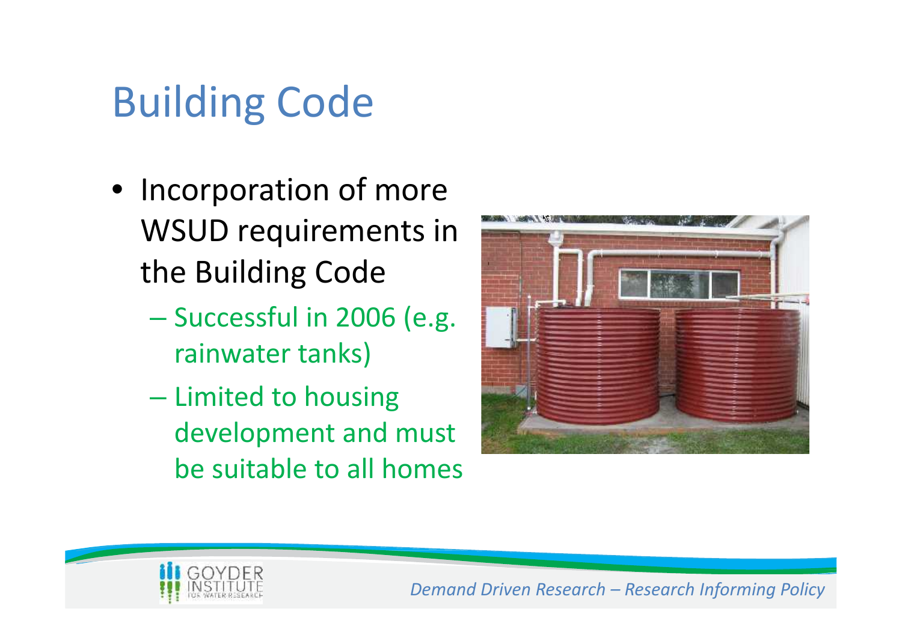# Building Code

- Incorporation of more WSUD requirements in the Building Code
  - Successful in 2006 (e.g. rainwater tanks)
  - Limited to housing development and must be suitable to all homes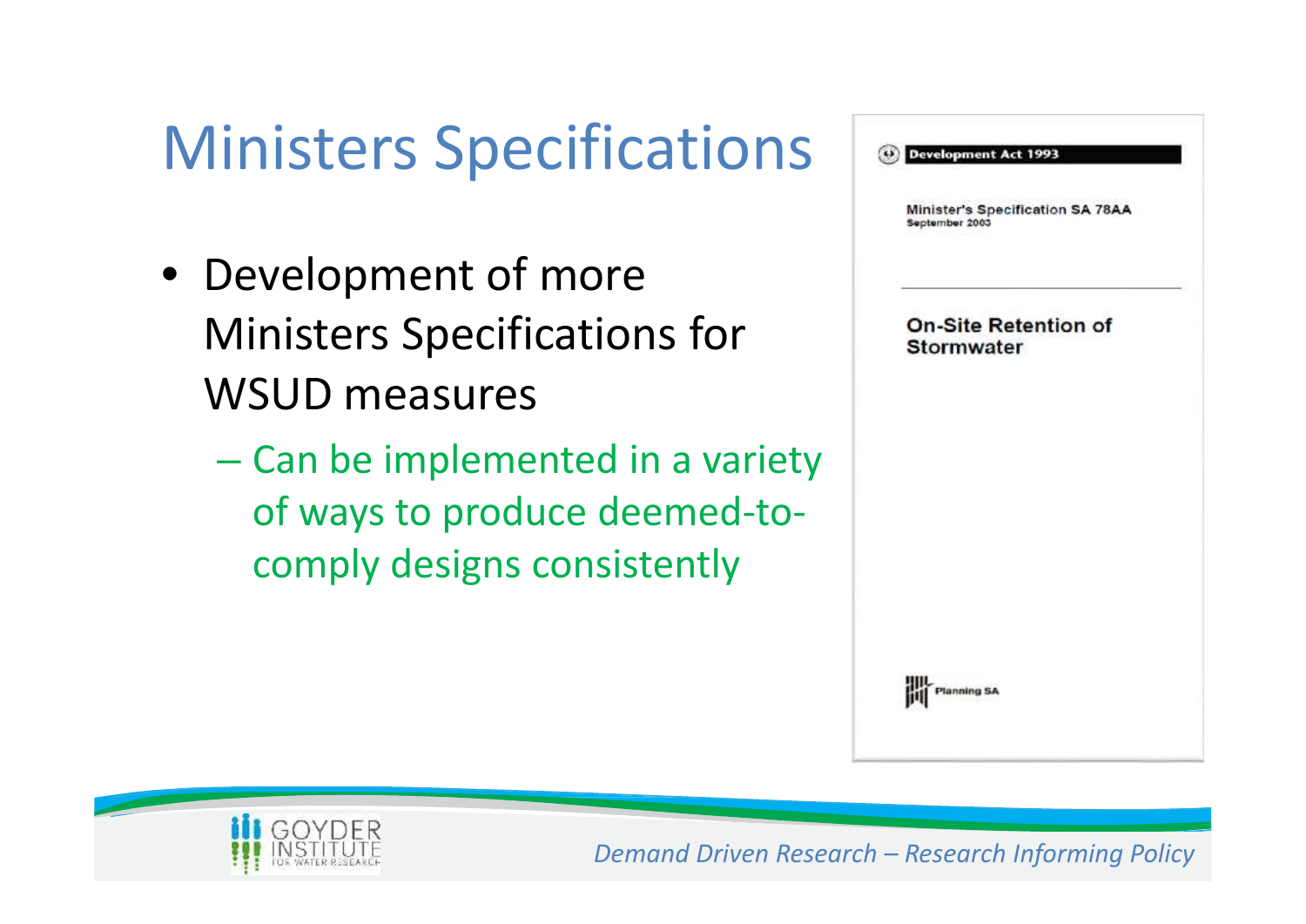# Ministers Specifications

- Development of more Ministers Specifications for WSUD measures
  - Can be implemented in a variety of ways to produce deemed-to-comply designs consistently

Development Act 1993

Minister's Specification SA 78AA
September 2003

On-Site Retention of Stormwater

Planning SA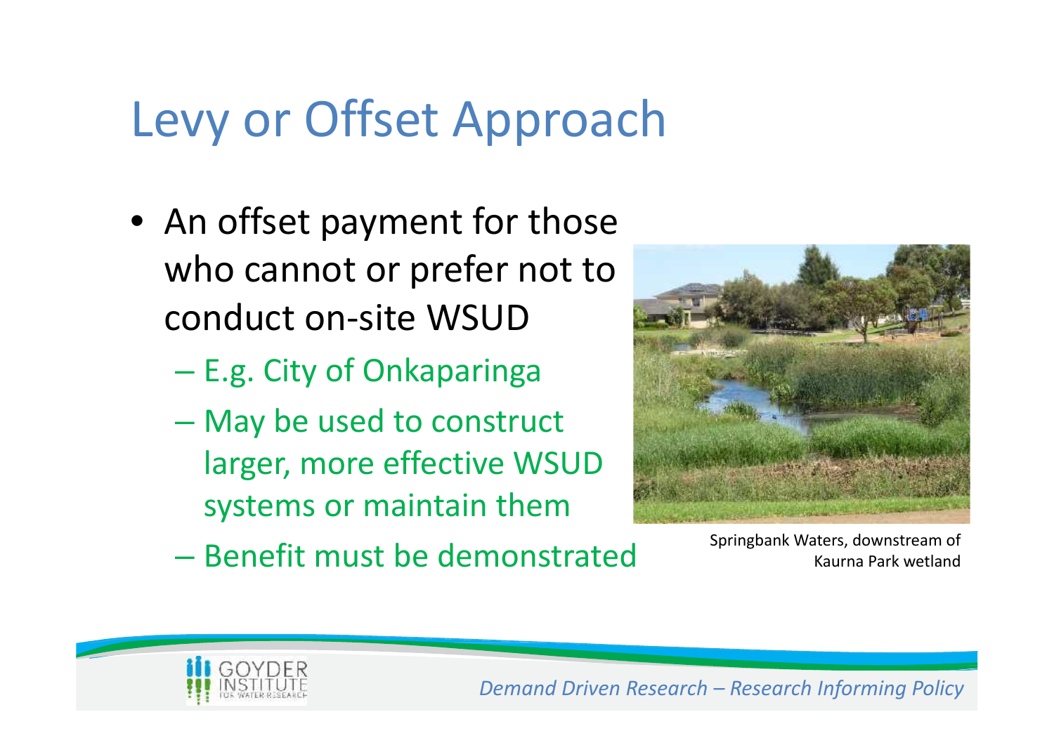# Levy or Offset Approach

- An offset payment for those who cannot or prefer not to conduct on-site WSUD
  - E.g. City of Onkaparinga
  - May be used to construct larger, more effective WSUD systems or maintain them
  - Benefit must be demonstrated

Springbank Waters, downstream of Kaurna Park wetland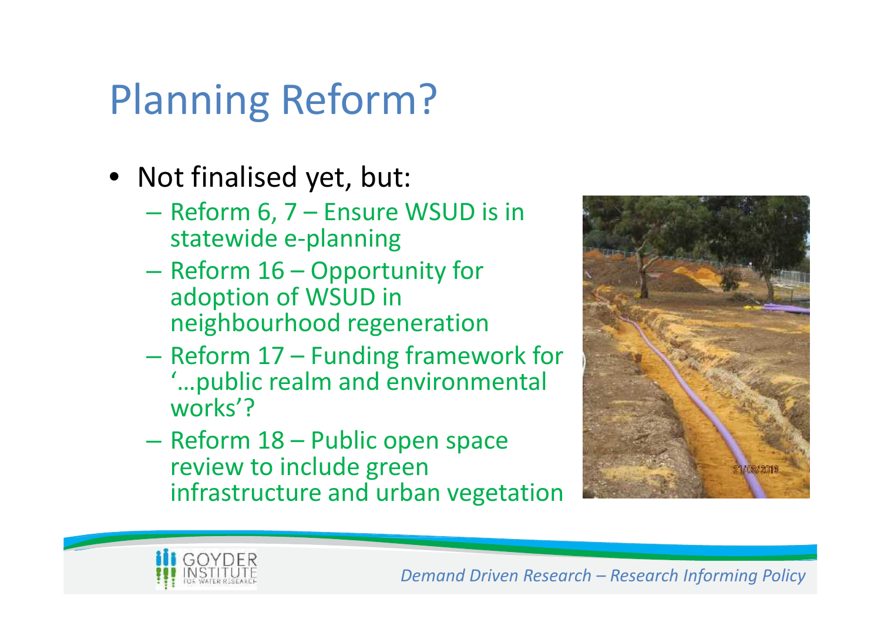# Planning Reform?

- Not finalised yet, but:
  - Reform 6, 7 – Ensure WSUD is in statewide e-planning
  - Reform 16 – Opportunity for adoption of WSUD in neighbourhood regeneration
  - Reform 17 – Funding framework for '…public realm and environmental works'?
  - Reform 18 – Public open space review to include green infrastructure and urban vegetation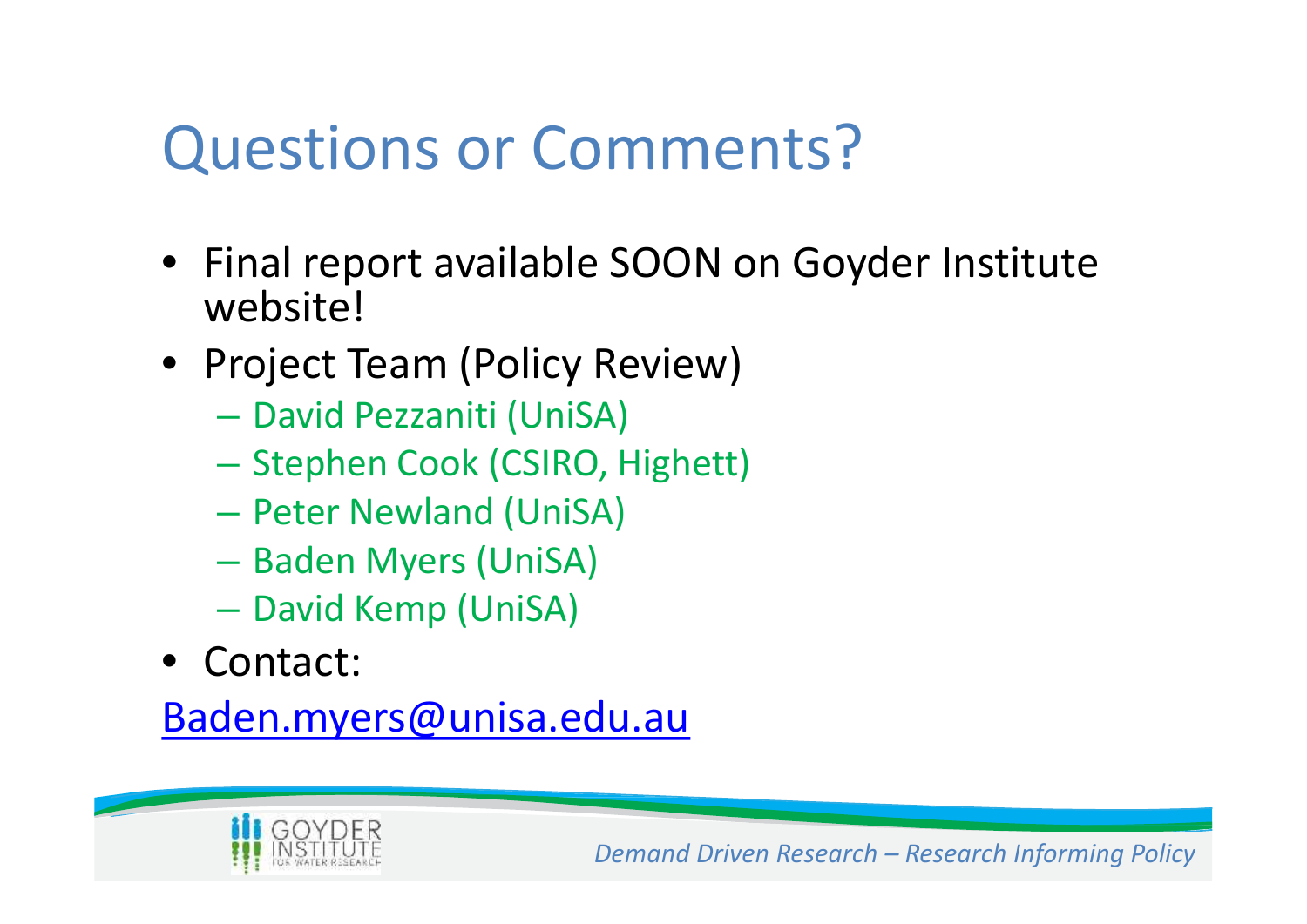# Questions or Comments?

- Final report available SOON on Goyder Institute website!
- Project Team (Policy Review)
  - David Pezzaniti (UniSA)
  - Stephen Cook (CSIRO, Highett)
  - Peter Newland (UniSA)
  - Baden Myers (UniSA)
  - David Kemp (UniSA)
- Contact:

Baden.myers@unisa.edu.au